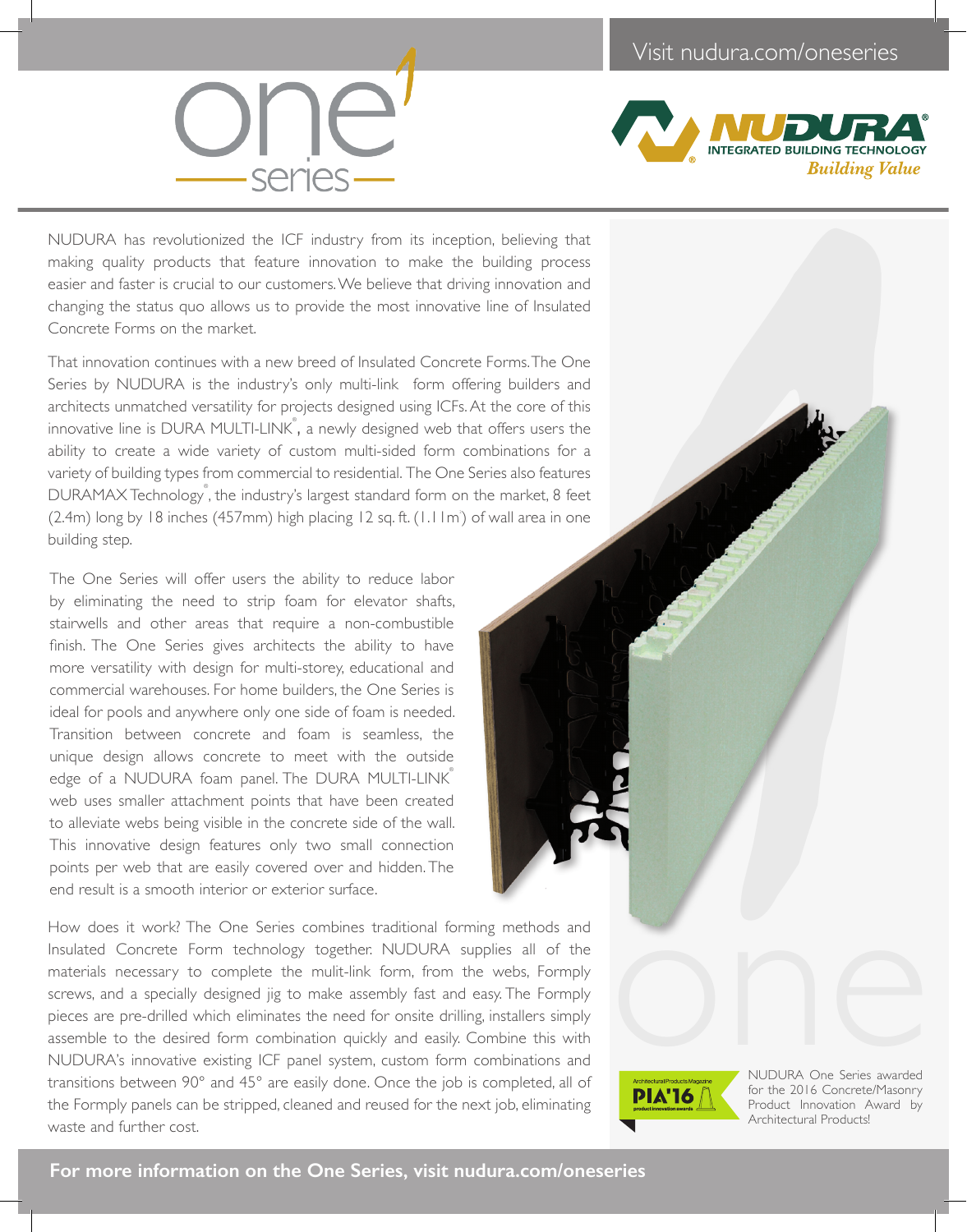Visit nudura.com/oneseries

# one series

NUDURA® INTEGRATED BUILDING TECHNOLOGY *Building Value*

NUDURA has revolutionized the ICF industry from its inception, believing that making quality products that feature innovation to make the building process easier and faster is crucial to our customers. We believe that driving innovation and changing the status quo allows us to provide the most innovative line of Insulated Concrete Forms on the market.

That innovation continues with a new breed of Insulated Concrete Forms. The One Series by NUDURA is the industry's only multi-link form offering builders and architects unmatched versatility for projects designed using ICFs. At the core of this innovative line is DURA MULTI-LINK®, a newly designed web that offers users the ability to create a wide variety of custom multi-sided form combinations for a variety of building types from commercial to residential. The One Series also features DURAMAX Technology®, the industry's largest standard form on the market, 8 feet (2.4m) long by 18 inches (457mm) high placing 12 sq. ft. (1.11m²) of wall area in one building step.

The One Series will offer users the ability to reduce labor by eliminating the need to strip foam for elevator shafts, stairwells and other areas that require a non-combustible finish. The One Series gives architects the ability to have more versatility with design for multi-storey, educational and commercial warehouses. For home builders, the One Series is ideal for pools and anywhere only one side of foam is needed. Transition between concrete and foam is seamless, the unique design allows concrete to meet with the outside edge of a NUDURA foam panel. The DURA MULTI-LINK® web uses smaller attachment points that have been created to alleviate webs being visible in the concrete side of the wall. This innovative design features only two small connection points per web that are easily covered over and hidden. The end result is a smooth interior or exterior surface.

How does it work? The One Series combines traditional forming methods and Insulated Concrete Form technology together. NUDURA supplies all of the materials necessary to complete the mulit-link form, from the webs, Formply screws, and a specially designed jig to make assembly fast and easy. The Formply pieces are pre-drilled which eliminates the need for onsite drilling, installers simply assemble to the desired form combination quickly and easily. Combine this with NUDURA's innovative existing ICF panel system, custom form combinations and transitions between 90° and 45° are easily done. Once the job is completed, all of the Formply panels can be stripped, cleaned and reused for the next job, eliminating waste and further cost.

one

Architectural Products Magazine PIA'16 product innovation awards

NUDURA One Series awarded for the 2016 Concrete/Masonry Product Innovation Award by Architectural Products!

**For more information on the One Series, visit nudura.com/oneseries**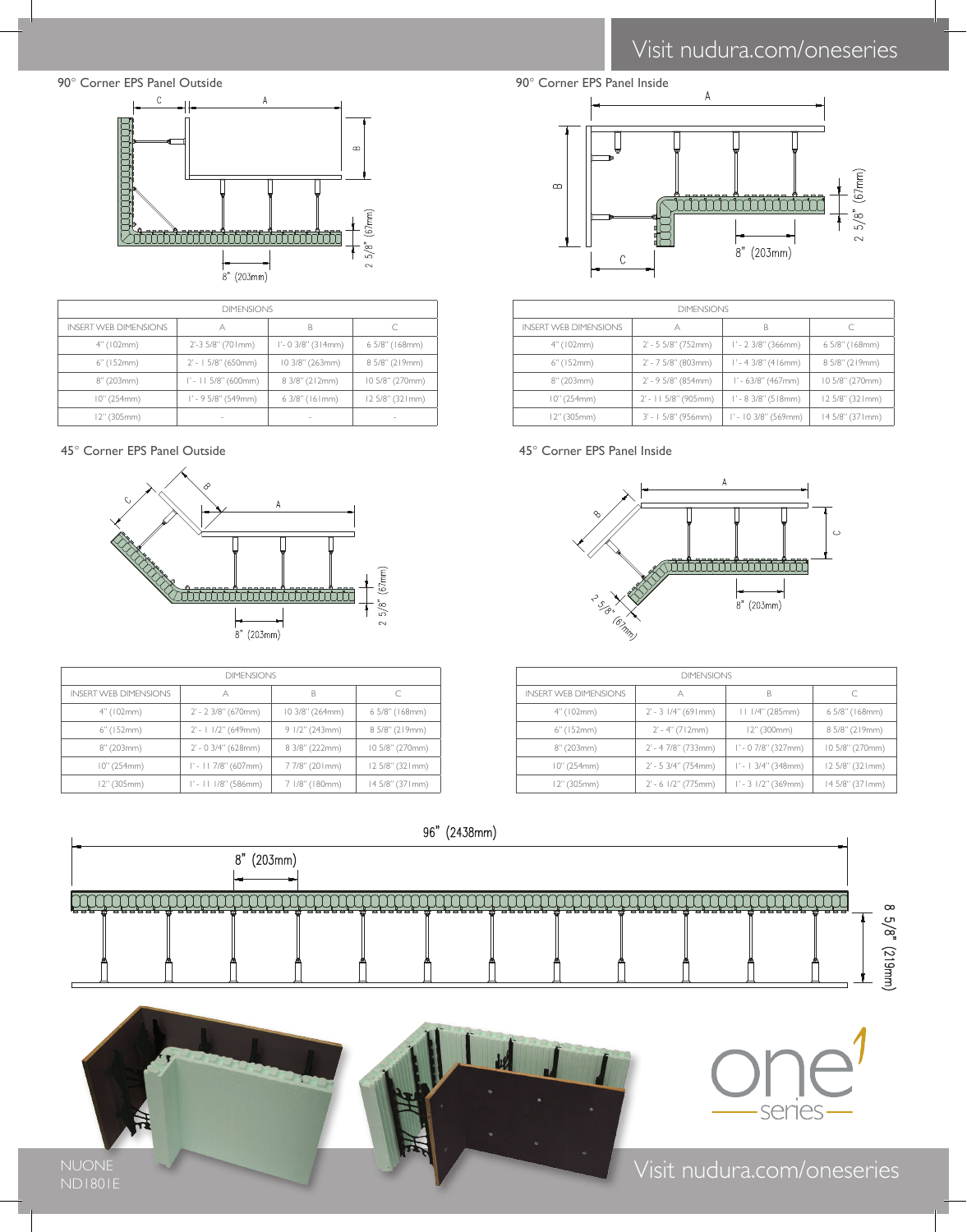## 90° Corner EPS Panel Outside

C
A
B
2 5/8" (67mm)
8" (203mm)

| DIMENSIONS | | | |
|---|---|---|---|
| INSERT WEB DIMENSIONS | A | B | C |
| 4" (102mm) | 2'-3 5/8" (701mm) | 1' - 0 3/8" (314mm) | 6 5/8" (168mm) |
| 6" (152mm) | 2' - 1 5/8" (650mm) | 10 3/8" (263mm) | 8 5/8" (219mm) |
| 8" (203mm) | 1' - 11 5/8" (600mm) | 8 3/8" (212mm) | 10 5/8" (270mm) |
| 10" (254mm) | 1' - 9 5/8" (549mm) | 6 3/8" (161mm) | 12 5/8" (321mm) |
| 12" (305mm) | - | - | - |

## 90° Corner EPS Panel Inside

A
B
C
2 5/8" (67mm)
8" (203mm)

| DIMENSIONS | | | |
|---|---|---|---|
| INSERT WEB DIMENSIONS | A | B | C |
| 4" (102mm) | 2' - 5 5/8" (752mm) | 1' - 2 3/8" (366mm) | 6 5/8" (168mm) |
| 6" (152mm) | 2' - 7 5/8" (803mm) | 1' - 4 3/8" (416mm) | 8 5/8" (219mm) |
| 8" (203mm) | 2' - 9 5/8" (854mm) | 1' - 63/8" (467mm) | 10 5/8" (270mm) |
| 10" (254mm) | 2' - 11 5/8" (905mm) | 1' - 8 3/8" (518mm) | 12 5/8" (321mm) |
| 12" (305mm) | 3' - 1 5/8" (956mm) | 1' - 10 3/8" (569mm) | 14 5/8" (371mm) |

## 45° Corner EPS Panel Outside

C
B
A
2 5/8" (67mm)
8" (203mm)

| DIMENSIONS | | | |
|---|---|---|---|
| INSERT WEB DIMENSIONS | A | B | C |
| 4" (102mm) | 2' - 2 3/8" (670mm) | 10 3/8" (264mm) | 6 5/8" (168mm) |
| 6" (152mm) | 2' - 1 1/2" (649mm) | 9 1/2" (243mm) | 8 5/8" (219mm) |
| 8" (203mm) | 2' - 0 3/4" (628mm) | 8 3/8" (222mm) | 10 5/8" (270mm) |
| 10" (254mm) | 1' - 11 7/8" (607mm) | 7 7/8" (201mm) | 12 5/8" (321mm) |
| 12" (305mm) | 1' - 11 1/8" (586mm) | 7 1/8" (180mm) | 14 5/8" (371mm) |

## 45° Corner EPS Panel Inside

A
B
C
2 5/8" (67mm)
8" (203mm)

| DIMENSIONS | | | |
|---|---|---|---|
| INSERT WEB DIMENSIONS | A | B | C |
| 4" (102mm) | 2' - 3 1/4" (691mm) | 11 1/4" (285mm) | 6 5/8" (168mm) |
| 6" (152mm) | 2' - 4" (712mm) | 12" (300mm) | 8 5/8" (219mm) |
| 8" (203mm) | 2' - 4 7/8" (733mm) | 1' - 0 7/8" (327mm) | 10 5/8" (270mm) |
| 10" (254mm) | 2' - 5 3/4" (754mm) | 1' - 1 3/4" (348mm) | 12 5/8" (321mm) |
| 12" (305mm) | 2' - 6 1/2" (775mm) | 1' - 3 1/2" (369mm) | 14 5/8" (371mm) |

96" (2438mm)
8" (203mm)
8 5/8" (219mm)

one[1] series

NUONE
ND1801E

Visit nudura.com/oneseries